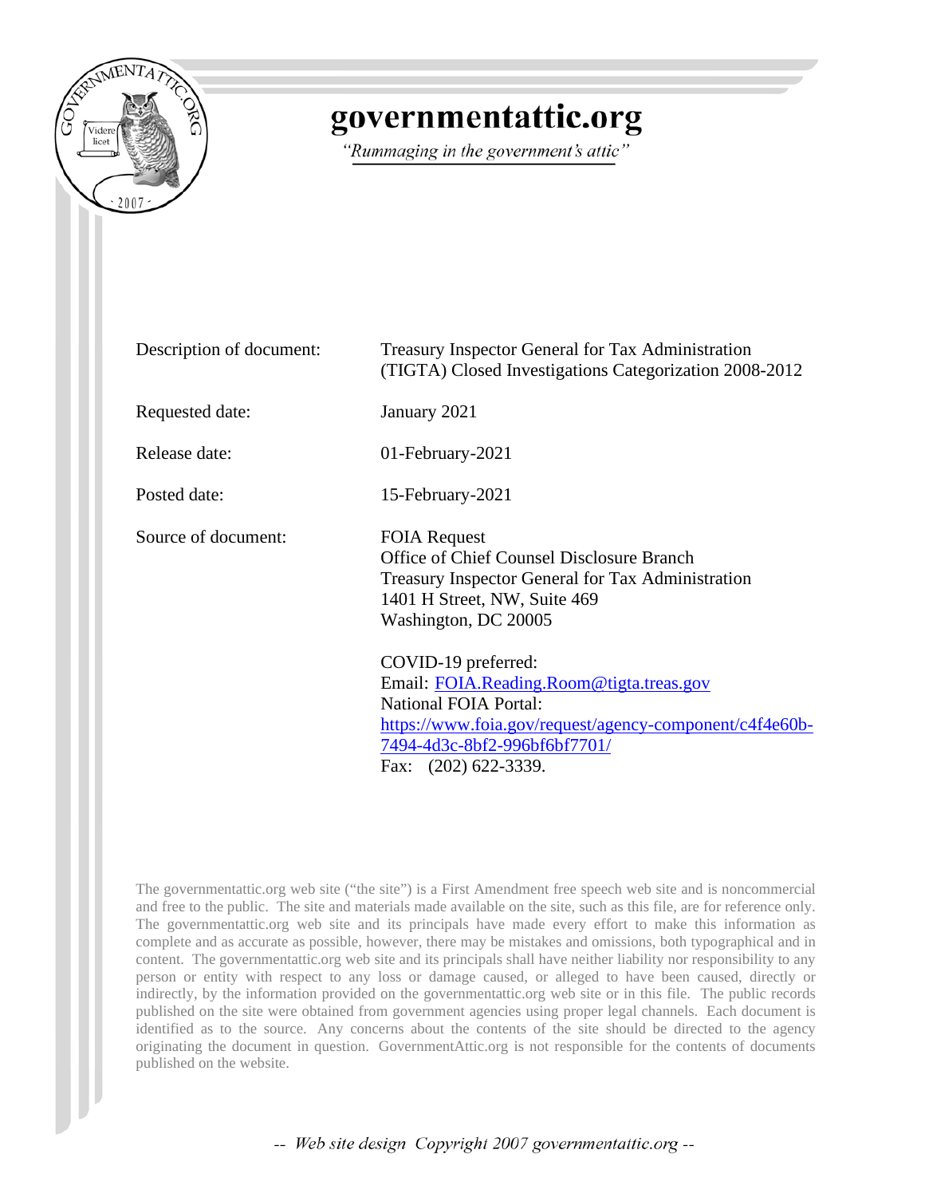# governmentattic.org

*"Rummaging in the government's attic"*

| | |
|---|---|
| Description of document: | Treasury Inspector General for Tax Administration (TIGTA) Closed Investigations Categorization 2008-2012 |
| Requested date: | January 2021 |
| Release date: | 01-February-2021 |
| Posted date: | 15-February-2021 |
| Source of document: | FOIA Request<br>Office of Chief Counsel Disclosure Branch<br>Treasury Inspector General for Tax Administration<br>1401 H Street, NW, Suite 469<br>Washington, DC 20005<br><br>COVID-19 preferred:<br>Email: FOIA.Reading.Room@tigta.treas.gov<br>National FOIA Portal:<br>https://www.foia.gov/request/agency-component/c4f4e60b-7494-4d3c-8bf2-996bf6bf7701/<br>Fax: (202) 622-3339. |

The governmentattic.org web site ("the site") is a First Amendment free speech web site and is noncommercial and free to the public. The site and materials made available on the site, such as this file, are for reference only. The governmentattic.org web site and its principals have made every effort to make this information as complete and as accurate as possible, however, there may be mistakes and omissions, both typographical and in content. The governmentattic.org web site and its principals shall have neither liability nor responsibility to any person or entity with respect to any loss or damage caused, or alleged to have been caused, directly or indirectly, by the information provided on the governmentattic.org web site or in this file. The public records published on the site were obtained from government agencies using proper legal channels. Each document is identified as to the source. Any concerns about the contents of the site should be directed to the agency originating the document in question. GovernmentAttic.org is not responsible for the contents of documents published on the website.

-- *Web site design Copyright 2007 governmentattic.org* --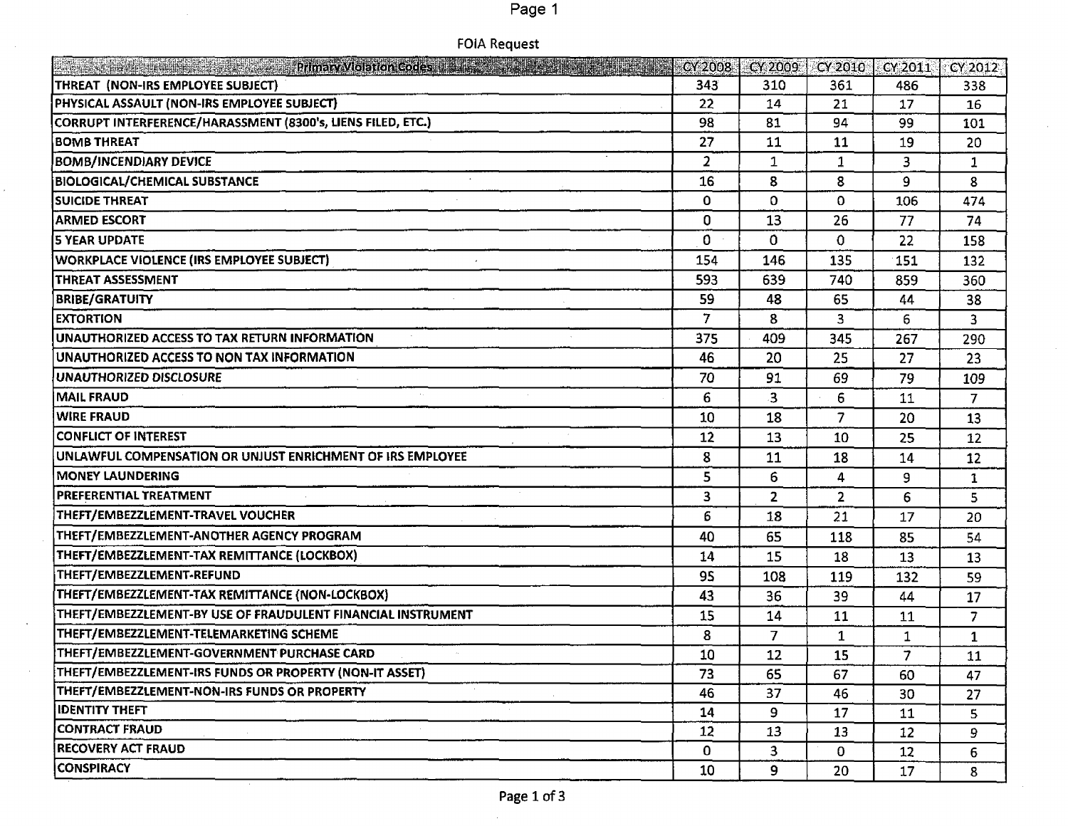FOIA Request

| Primary Violation Codes | CY 2008 | CY 2009 | CY 2010 | CY 2011 | CY 2012 |
|---|---|---|---|---|---|
| THREAT (NON-IRS EMPLOYEE SUBJECT) | 343 | 310 | 361 | 486 | 338 |
| PHYSICAL ASSAULT (NON-IRS EMPLOYEE SUBJECT) | 22 | 14 | 21 | 17 | 16 |
| CORRUPT INTERFERENCE/HARASSMENT (8300's, LIENS FILED, ETC.) | 98 | 81 | 94 | 99 | 101 |
| BOMB THREAT | 27 | 11 | 11 | 19 | 20 |
| BOMB/INCENDIARY DEVICE | 2 | 1 | 1 | 3 | 1 |
| BIOLOGICAL/CHEMICAL SUBSTANCE | 16 | 8 | 8 | 9 | 8 |
| SUICIDE THREAT | 0 | 0 | 0 | 106 | 474 |
| ARMED ESCORT | 0 | 13 | 26 | 77 | 74 |
| 5 YEAR UPDATE | 0 | 0 | 0 | 22 | 158 |
| WORKPLACE VIOLENCE (IRS EMPLOYEE SUBJECT) | 154 | 146 | 135 | 151 | 132 |
| THREAT ASSESSMENT | 593 | 639 | 740 | 859 | 360 |
| BRIBE/GRATUITY | 59 | 48 | 65 | 44 | 38 |
| EXTORTION | 7 | 8 | 3 | 6 | 3 |
| UNAUTHORIZED ACCESS TO TAX RETURN INFORMATION | 375 | 409 | 345 | 267 | 290 |
| UNAUTHORIZED ACCESS TO NON TAX INFORMATION | 46 | 20 | 25 | 27 | 23 |
| UNAUTHORIZED DISCLOSURE | 70 | 91 | 69 | 79 | 109 |
| MAIL FRAUD | 6 | 3 | 6 | 11 | 7 |
| WIRE FRAUD | 10 | 18 | 7 | 20 | 13 |
| CONFLICT OF INTEREST | 12 | 13 | 10 | 25 | 12 |
| UNLAWFUL COMPENSATION OR UNJUST ENRICHMENT OF IRS EMPLOYEE | 8 | 11 | 18 | 14 | 12 |
| MONEY LAUNDERING | 5 | 6 | 4 | 9 | 1 |
| PREFERENTIAL TREATMENT | 3 | 2 | 2 | 6 | 5 |
| THEFT/EMBEZZLEMENT-TRAVEL VOUCHER | 6 | 18 | 21 | 17 | 20 |
| THEFT/EMBEZZLEMENT-ANOTHER AGENCY PROGRAM | 40 | 65 | 118 | 85 | 54 |
| THEFT/EMBEZZLEMENT-TAX REMITTANCE (LOCKBOX) | 14 | 15 | 18 | 13 | 13 |
| THEFT/EMBEZZLEMENT-REFUND | 95 | 108 | 119 | 132 | 59 |
| THEFT/EMBEZZLEMENT-TAX REMITTANCE (NON-LOCKBOX) | 43 | 36 | 39 | 44 | 17 |
| THEFT/EMBEZZLEMENT-BY USE OF FRAUDULENT FINANCIAL INSTRUMENT | 15 | 14 | 11 | 11 | 7 |
| THEFT/EMBEZZLEMENT-TELEMARKETING SCHEME | 8 | 7 | 1 | 1 | 1 |
| THEFT/EMBEZZLEMENT-GOVERNMENT PURCHASE CARD | 10 | 12 | 15 | 7 | 11 |
| THEFT/EMBEZZLEMENT-IRS FUNDS OR PROPERTY (NON-IT ASSET) | 73 | 65 | 67 | 60 | 47 |
| THEFT/EMBEZZLEMENT-NON-IRS FUNDS OR PROPERTY | 46 | 37 | 46 | 30 | 27 |
| IDENTITY THEFT | 14 | 9 | 17 | 11 | 5 |
| CONTRACT FRAUD | 12 | 13 | 13 | 12 | 9 |
| RECOVERY ACT FRAUD | 0 | 3 | 0 | 12 | 6 |
| CONSPIRACY | 10 | 9 | 20 | 17 | 8 |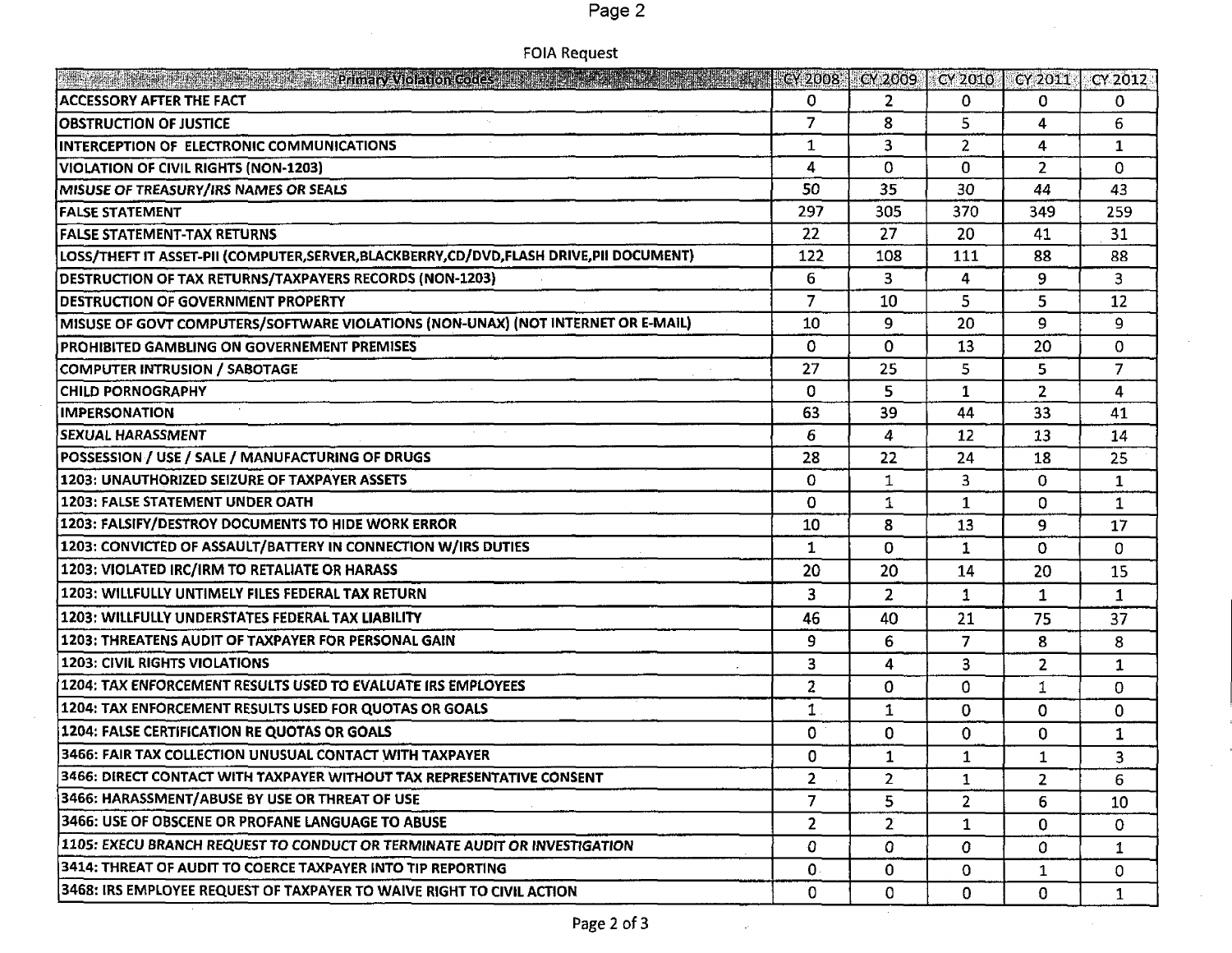FOIA Request

| Primary Violation Codes | CY 2008 | CY 2009 | CY 2010 | CY 2011 | CY 2012 |
|---|---|---|---|---|---|
| ACCESSORY AFTER THE FACT | 0 | 2 | 0 | 0 | 0 |
| OBSTRUCTION OF JUSTICE | 7 | 8 | 5 | 4 | 6 |
| INTERCEPTION OF ELECTRONIC COMMUNICATIONS | 1 | 3 | 2 | 4 | 1 |
| VIOLATION OF CIVIL RIGHTS (NON-1203) | 4 | 0 | 0 | 2 | 0 |
| MISUSE OF TREASURY/IRS NAMES OR SEALS | 50 | 35 | 30 | 44 | 43 |
| FALSE STATEMENT | 297 | 305 | 370 | 349 | 259 |
| FALSE STATEMENT-TAX RETURNS | 22 | 27 | 20 | 41 | 31 |
| LOSS/THEFT IT ASSET-PII (COMPUTER,SERVER,BLACKBERRY,CD/DVD,FLASH DRIVE,PII DOCUMENT) | 122 | 108 | 111 | 88 | 88 |
| DESTRUCTION OF TAX RETURNS/TAXPAYERS RECORDS (NON-1203) | 6 | 3 | 4 | 9 | 3 |
| DESTRUCTION OF GOVERNMENT PROPERTY | 7 | 10 | 5 | 5 | 12 |
| MISUSE OF GOVT COMPUTERS/SOFTWARE VIOLATIONS (NON-UNAX) (NOT INTERNET OR E-MAIL) | 10 | 9 | 20 | 9 | 9 |
| PROHIBITED GAMBLING ON GOVERNEMENT PREMISES | 0 | 0 | 13 | 20 | 0 |
| COMPUTER INTRUSION / SABOTAGE | 27 | 25 | 5 | 5 | 7 |
| CHILD PORNOGRAPHY | 0 | 5 | 1 | 2 | 4 |
| IMPERSONATION | 63 | 39 | 44 | 33 | 41 |
| SEXUAL HARASSMENT | 6 | 4 | 12 | 13 | 14 |
| POSSESSION / USE / SALE / MANUFACTURING OF DRUGS | 28 | 22 | 24 | 18 | 25 |
| 1203: UNAUTHORIZED SEIZURE OF TAXPAYER ASSETS | 0 | 1 | 3 | 0 | 1 |
| 1203: FALSE STATEMENT UNDER OATH | 0 | 1 | 1 | 0 | 1 |
| 1203: FALSIFY/DESTROY DOCUMENTS TO HIDE WORK ERROR | 10 | 8 | 13 | 9 | 17 |
| 1203: CONVICTED OF ASSAULT/BATTERY IN CONNECTION W/IRS DUTIES | 1 | 0 | 1 | 0 | 0 |
| 1203: VIOLATED IRC/IRM TO RETALIATE OR HARASS | 20 | 20 | 14 | 20 | 15 |
| 1203: WILLFULLY UNTIMELY FILES FEDERAL TAX RETURN | 3 | 2 | 1 | 1 | 1 |
| 1203: WILLFULLY UNDERSTATES FEDERAL TAX LIABILITY | 46 | 40 | 21 | 75 | 37 |
| 1203: THREATENS AUDIT OF TAXPAYER FOR PERSONAL GAIN | 9 | 6 | 7 | 8 | 8 |
| 1203: CIVIL RIGHTS VIOLATIONS | 3 | 4 | 3 | 2 | 1 |
| 1204: TAX ENFORCEMENT RESULTS USED TO EVALUATE IRS EMPLOYEES | 2 | 0 | 0 | 1 | 0 |
| 1204: TAX ENFORCEMENT RESULTS USED FOR QUOTAS OR GOALS | 1 | 1 | 0 | 0 | 0 |
| 1204: FALSE CERTIFICATION RE QUOTAS OR GOALS | 0 | 0 | 0 | 0 | 1 |
| 3466: FAIR TAX COLLECTION UNUSUAL CONTACT WITH TAXPAYER | 0 | 1 | 1 | 1 | 3 |
| 3466: DIRECT CONTACT WITH TAXPAYER WITHOUT TAX REPRESENTATIVE CONSENT | 2 | 2 | 1 | 2 | 6 |
| 3466: HARASSMENT/ABUSE BY USE OR THREAT OF USE | 7 | 5 | 2 | 6 | 10 |
| 3466: USE OF OBSCENE OR PROFANE LANGUAGE TO ABUSE | 2 | 2 | 1 | 0 | 0 |
| 1105: EXECU BRANCH REQUEST TO CONDUCT OR TERMINATE AUDIT OR INVESTIGATION | 0 | 0 | 0 | 0 | 1 |
| 3414: THREAT OF AUDIT TO COERCE TAXPAYER INTO TIP REPORTING | 0 | 0 | 0 | 1 | 0 |
| 3468: IRS EMPLOYEE REQUEST OF TAXPAYER TO WAIVE RIGHT TO CIVIL ACTION | 0 | 0 | 0 | 0 | 1 |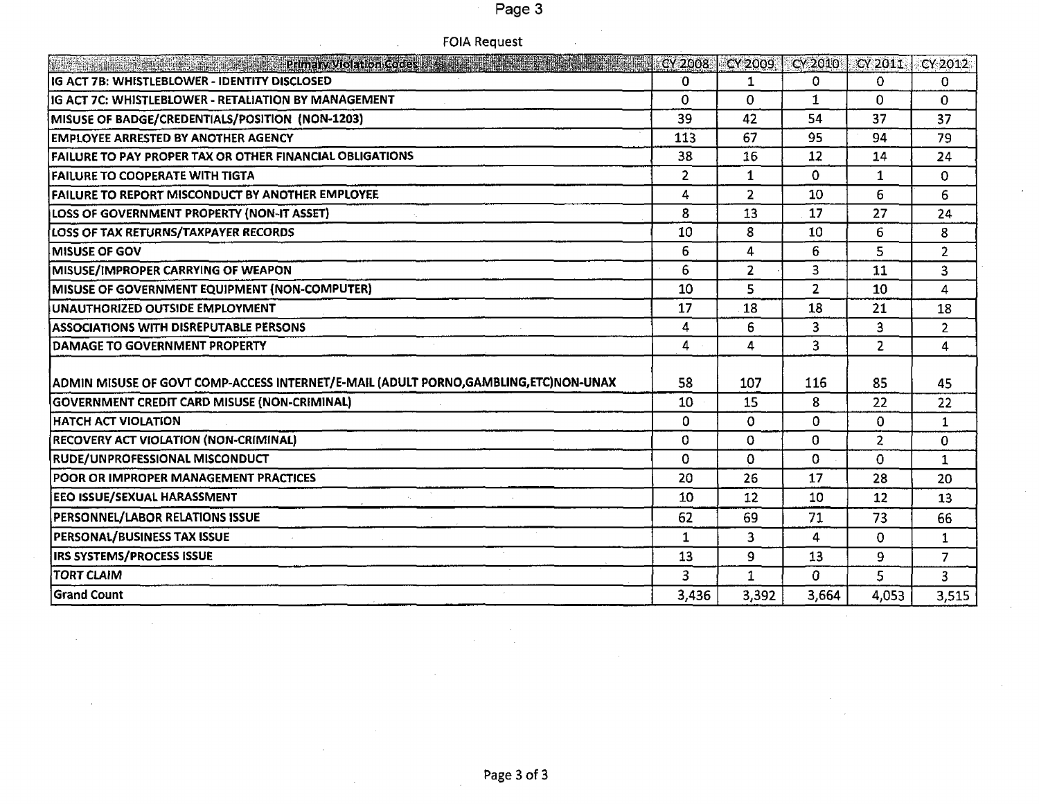FOIA Request

| Primary Violation Codes | CY 2008 | CY 2009 | CY 2010 | CY 2011 | CY 2012 |
|---|---|---|---|---|---|
| IG ACT 7B: WHISTLEBLOWER - IDENTITY DISCLOSED | 0 | 1 | 0 | 0 | 0 |
| IG ACT 7C: WHISTLEBLOWER - RETALIATION BY MANAGEMENT | 0 | 0 | 1 | 0 | 0 |
| MISUSE OF BADGE/CREDENTIALS/POSITION (NON-1203) | 39 | 42 | 54 | 37 | 37 |
| EMPLOYEE ARRESTED BY ANOTHER AGENCY | 113 | 67 | 95 | 94 | 79 |
| FAILURE TO PAY PROPER TAX OR OTHER FINANCIAL OBLIGATIONS | 38 | 16 | 12 | 14 | 24 |
| FAILURE TO COOPERATE WITH TIGTA | 2 | 1 | 0 | 1 | 0 |
| FAILURE TO REPORT MISCONDUCT BY ANOTHER EMPLOYEE | 4 | 2 | 10 | 6 | 6 |
| LOSS OF GOVERNMENT PROPERTY (NON-IT ASSET) | 8 | 13 | 17 | 27 | 24 |
| LOSS OF TAX RETURNS/TAXPAYER RECORDS | 10 | 8 | 10 | 6 | 8 |
| MISUSE OF GOV | 6 | 4 | 6 | 5 | 2 |
| MISUSE/IMPROPER CARRYING OF WEAPON | 6 | 2 | 3 | 11 | 3 |
| MISUSE OF GOVERNMENT EQUIPMENT (NON-COMPUTER) | 10 | 5 | 2 | 10 | 4 |
| UNAUTHORIZED OUTSIDE EMPLOYMENT | 17 | 18 | 18 | 21 | 18 |
| ASSOCIATIONS WITH DISREPUTABLE PERSONS | 4 | 6 | 3 | 3 | 2 |
| DAMAGE TO GOVERNMENT PROPERTY | 4 | 4 | 3 | 2 | 4 |
| ADMIN MISUSE OF GOVT COMP-ACCESS INTERNET/E-MAIL (ADULT PORNO,GAMBLING,ETC)NON-UNAX | 58 | 107 | 116 | 85 | 45 |
| GOVERNMENT CREDIT CARD MISUSE (NON-CRIMINAL) | 10 | 15 | 8 | 22 | 22 |
| HATCH ACT VIOLATION | 0 | 0 | 0 | 0 | 1 |
| RECOVERY ACT VIOLATION (NON-CRIMINAL) | 0 | 0 | 0 | 2 | 0 |
| RUDE/UNPROFESSIONAL MISCONDUCT | 0 | 0 | 0 | 0 | 1 |
| POOR OR IMPROPER MANAGEMENT PRACTICES | 20 | 26 | 17 | 28 | 20 |
| EEO ISSUE/SEXUAL HARASSMENT | 10 | 12 | 10 | 12 | 13 |
| PERSONNEL/LABOR RELATIONS ISSUE | 62 | 69 | 71 | 73 | 66 |
| PERSONAL/BUSINESS TAX ISSUE | 1 | 3 | 4 | 0 | 1 |
| IRS SYSTEMS/PROCESS ISSUE | 13 | 9 | 13 | 9 | 7 |
| TORT CLAIM | 3 | 1 | 0 | 5 | 3 |
| Grand Count | 3,436 | 3,392 | 3,664 | 4,053 | 3,515 |